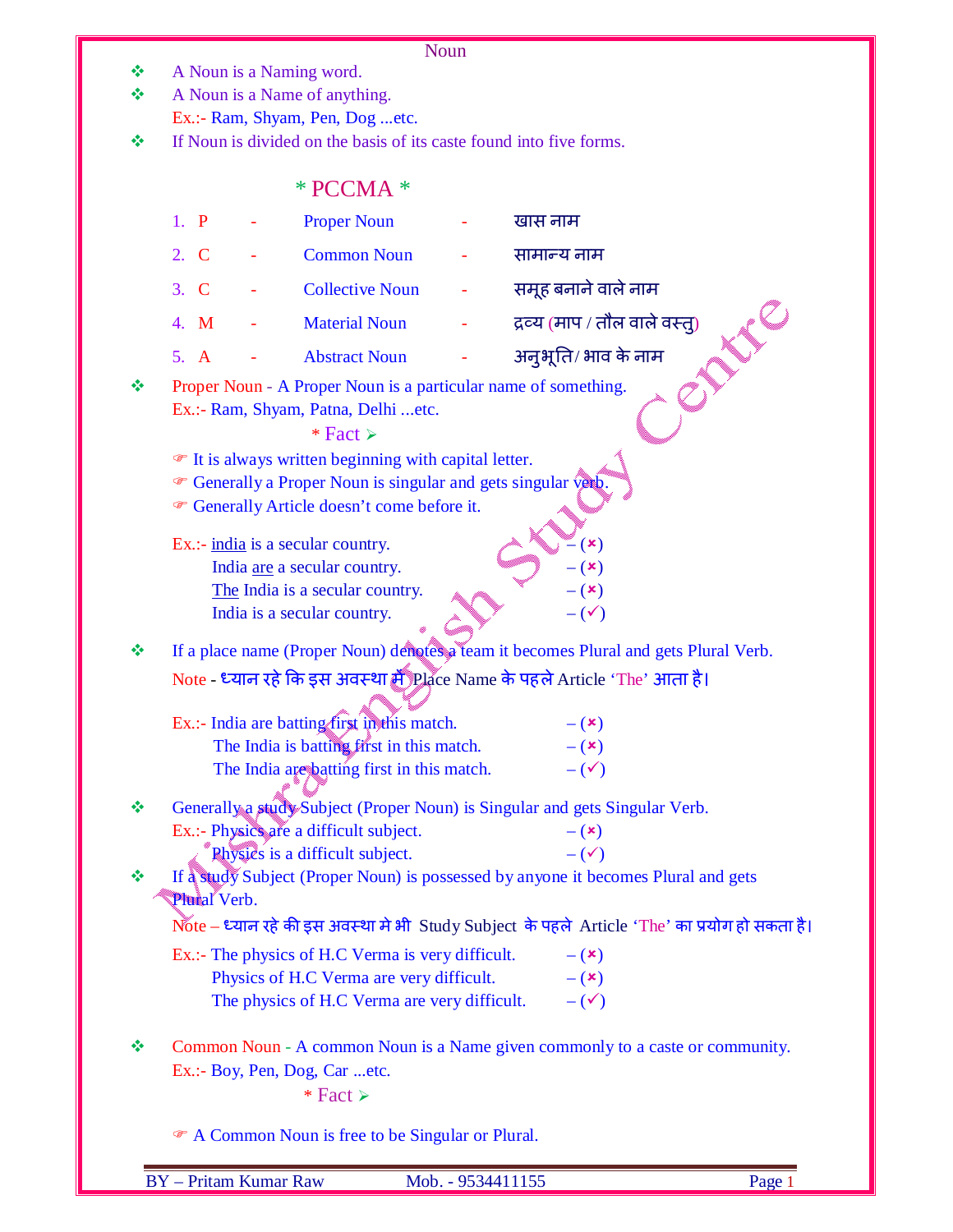# Noun

- A Noun is a Naming word.
- A Noun is a Name of anything.
  Ex.:- Ram, Shyam, Pen, Dog ...etc.
- If Noun is divided on the basis of its caste found into five forms.

## * PCCMA *

| | | | | |
|---|---|---|---|---|
| 1. P | - | Proper Noun | - | खास नाम |
| 2. C | - | Common Noun | - | सामान्य नाम |
| 3. C | - | Collective Noun | - | समूह बनाने वाले नाम |
| 4. M | - | Material Noun | - | द्रव्य (माप / तौल वाले वस्तु) |
| 5. A | - | Abstract Noun | - | अनुभूति / भाव के नाम |

- Proper Noun - A Proper Noun is a particular name of something.
  Ex.:- Ram, Shyam, Patna, Delhi ...etc.

  **\* Fact ➢**

  - ☞ It is always written beginning with capital letter.
  - ☞ Generally a Proper Noun is singular and gets singular verb.
  - ☞ Generally Article doesn't come before it.

  Ex.:- india is a secular country. – (✗)
  India are a secular country. – (✗)
  The India is a secular country. – (✗)
  India is a secular country. – (✓)

- If a place name (Proper Noun) denotes a team it becomes Plural and gets Plural Verb.
  Note - ध्यान रहे कि इस अवस्था में Place Name के पहले Article 'The' आता है।

  Ex.:- India are batting first in this match. – (✗)
  The India is batting first in this match. – (✗)
  The India are batting first in this match. – (✓)

- Generally a study Subject (Proper Noun) is Singular and gets Singular Verb.
  Ex.:- Physics are a difficult subject. – (✗)
  Physics is a difficult subject. – (✓)
- If a study Subject (Proper Noun) is possessed by anyone it becomes Plural and gets Plural Verb.
  Note – ध्यान रहे की इस अवस्था मे भी Study Subject के पहले Article 'The' का प्रयोग हो सकता है।

  Ex.:- The physics of H.C Verma is very difficult. – (✗)
  Physics of H.C Verma are very difficult. – (✗)
  The physics of H.C Verma are very difficult. – (✓)

- Common Noun - A common Noun is a Name given commonly to a caste or community.
  Ex.:- Boy, Pen, Dog, Car ...etc.

  **\* Fact ➢**

  - ☞ A Common Noun is free to be Singular or Plural.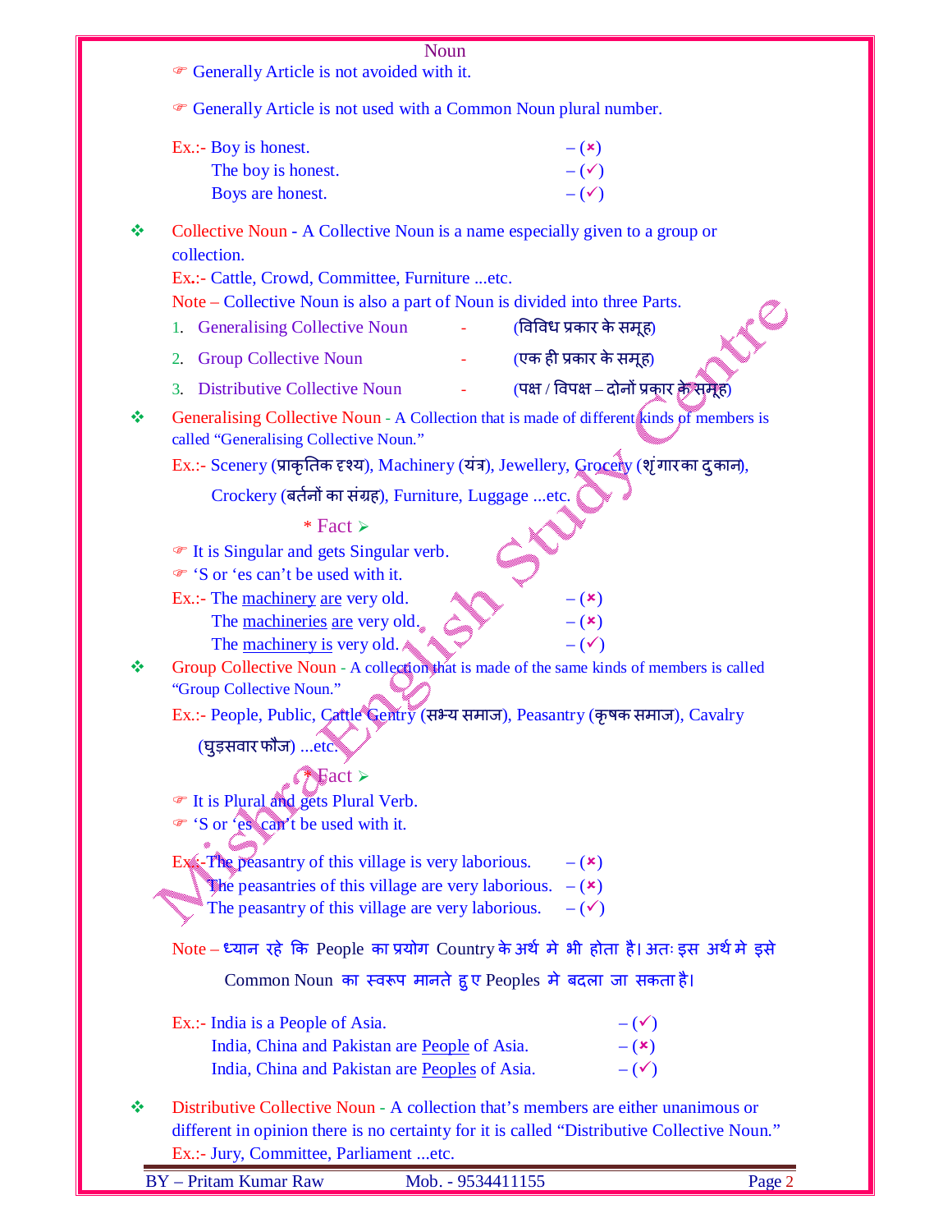☞ Generally Article is not avoided with it.

☞ Generally Article is not used with a Common Noun plural number.

Ex.:- Boy is honest. – (×)
The boy is honest. – (✓)
Boys are honest. – (✓)

❖ Collective Noun - A Collective Noun is a name especially given to a group or collection.
Ex.:- Cattle, Crowd, Committee, Furniture ...etc.
Note – Collective Noun is also a part of Noun is divided into three Parts.

1. Generalising Collective Noun - (विविध प्रकार के समूह)
2. Group Collective Noun - (एक ही प्रकार के समूह)
3. Distributive Collective Noun - (पक्ष / विपक्ष – दोनों प्रकार के समूह)

❖ Generalising Collective Noun - A Collection that is made of different kinds of members is called "Generalising Collective Noun."
Ex.:- Scenery (प्राकृतिक दृश्य), Machinery (यंत्र), Jewellery, Grocery (शृंगार का दुकान), Crockery (बर्तनों का संग्रह), Furniture, Luggage ...etc.

\* Fact ➢

☞ It is Singular and gets Singular verb.
☞ 'S or 'es can't be used with it.

Ex.:- The machinery are very old. – (×)
The machineries are very old. – (×)
The machinery is very old. – (✓)

❖ Group Collective Noun - A collection that is made of the same kinds of members is called "Group Collective Noun."
Ex.:- People, Public, Cattle Gentry (सभ्य समाज), Peasantry (कृषक समाज), Cavalry (घुड़सवार फौज) ...etc.

\* Fact ➢

☞ It is Plural and gets Plural Verb.
☞ 'S or 'es can't be used with it.

Ex.:- The peasantry of this village is very laborious. – (×)
The peasantries of this village are very laborious. – (×)
The peasantry of this village are very laborious. – (✓)

Note – ध्यान रहे कि People का प्रयोग Country के अर्थ मे भी होता है। अतः इस अर्थ मे इसे Common Noun का स्वरूप मानते हुए Peoples मे बदला जा सकता है।

Ex.:- India is a People of Asia. – (✓)
India, China and Pakistan are People of Asia. – (×)
India, China and Pakistan are Peoples of Asia. – (✓)

❖ Distributive Collective Noun - A collection that's members are either unanimous or different in opinion there is no certainty for it is called "Distributive Collective Noun."
Ex.:- Jury, Committee, Parliament ...etc.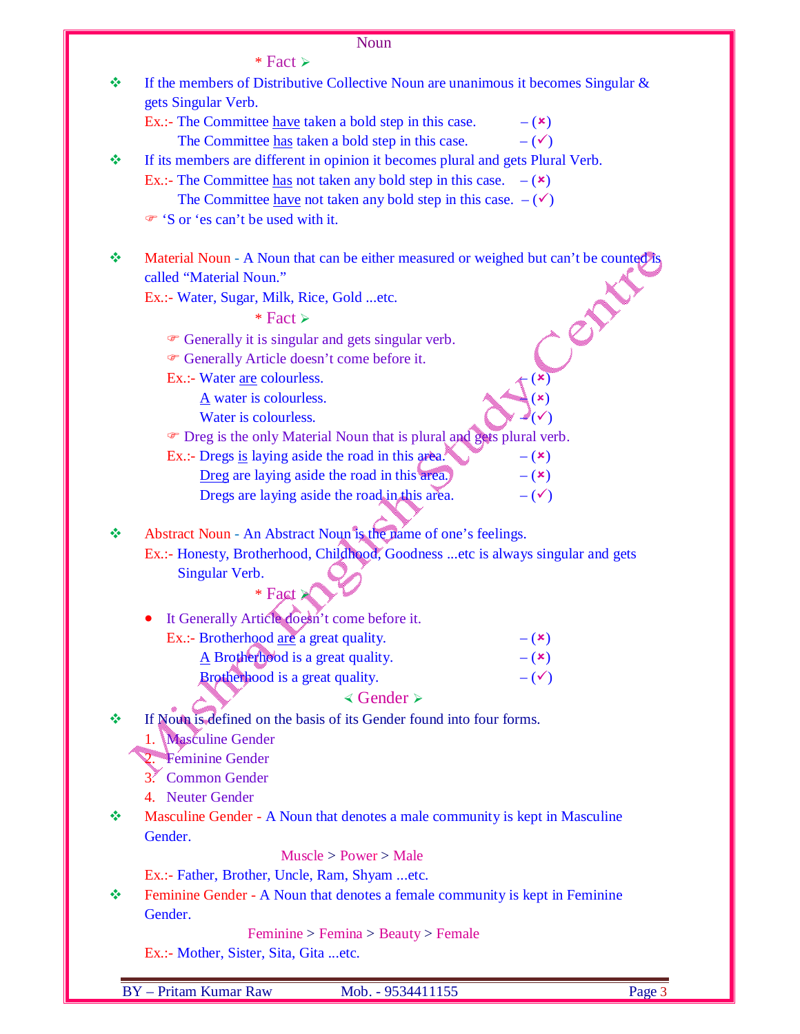Noun

\* Fact ➢

- If the members of Distributive Collective Noun are unanimous it becomes Singular & gets Singular Verb.

  Ex.:- The Committee <u>have</u> taken a bold step in this case. – (✗)
  The Committee <u>has</u> taken a bold step in this case. – (✓)

- If its members are different in opinion it becomes plural and gets Plural Verb.

  Ex.:- The Committee <u>has</u> not taken any bold step in this case. – (✗)
  The Committee <u>have</u> not taken any bold step in this case. – (✓)

  ☞ 'S or 'es can't be used with it.

- Material Noun - A Noun that can be either measured or weighed but can't be counted is called "Material Noun."

  Ex.:- Water, Sugar, Milk, Rice, Gold ...etc.

\* Fact ➢

☞ Generally it is singular and gets singular verb.

☞ Generally Article doesn't come before it.

Ex.:- Water <u>are</u> colourless. – (✗)
<u>A</u> water is colourless. – (✗)
Water is colourless. – (✓)

☞ Dreg is the only Material Noun that is plural and gets plural verb.

Ex.:- Dregs <u>is</u> laying aside the road in this area. – (✗)
<u>Dreg</u> are laying aside the road in this area. – (✗)
Dregs are laying aside the road in this area. – (✓)

- Abstract Noun - An Abstract Noun is the name of one's feelings.

  Ex.:- Honesty, Brotherhood, Childhood, Goodness ...etc is always singular and gets Singular Verb.

\* Fact ➢

- It Generally Article doesn't come before it.

  Ex.:- Brotherhood <u>are</u> a great quality. – (✗)
  <u>A</u> Brotherhood is a great quality. – (✗)
  Brotherhood is a great quality. – (✓)

## ➢ Gender ➢

- If Noun is defined on the basis of its Gender found into four forms.

1. Masculine Gender
2. Feminine Gender
3. Common Gender
4. Neuter Gender

- Masculine Gender - A Noun that denotes a male community is kept in Masculine Gender.

  Muscle > Power > Male

  Ex.:- Father, Brother, Uncle, Ram, Shyam ...etc.

- Feminine Gender - A Noun that denotes a female community is kept in Feminine Gender.

  Feminine > Femina > Beauty > Female

  Ex.:- Mother, Sister, Sita, Gita ...etc.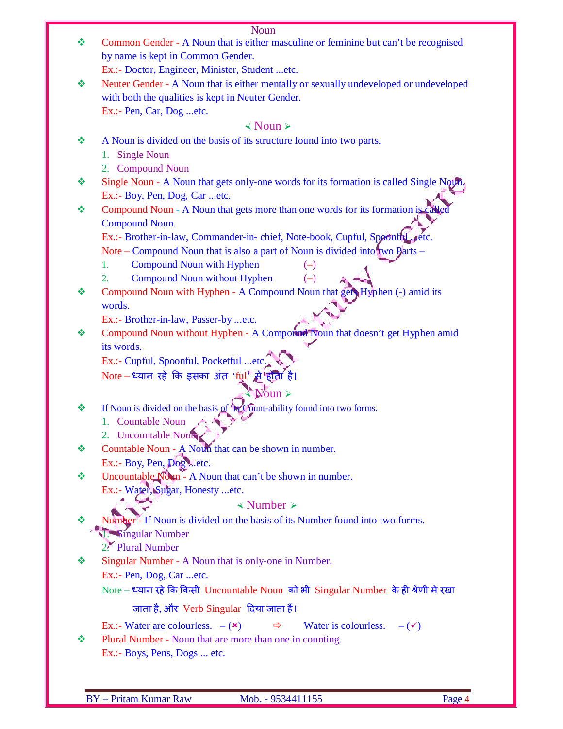Noun

- Common Gender - A Noun that is either masculine or feminine but can't be recognised by name is kept in Common Gender.
  Ex.:- Doctor, Engineer, Minister, Student ...etc.
- Neuter Gender - A Noun that is either mentally or sexually undeveloped or undeveloped with both the qualities is kept in Neuter Gender.
  Ex.:- Pen, Car, Dog ...etc.

## ≺ Noun ≻

- A Noun is divided on the basis of its structure found into two parts.
  1. Single Noun
  2. Compound Noun
- Single Noun - A Noun that gets only-one words for its formation is called Single Noun.
  Ex.:- Boy, Pen, Dog, Car ...etc.
- Compound Noun - A Noun that gets more than one words for its formation is called Compound Noun.
  Ex.:- Brother-in-law, Commander-in- chief, Note-book, Cupful, Spoonful ...etc.
  Note – Compound Noun that is also a part of Noun is divided into two Parts –
  1. Compound Noun with Hyphen (–)
  2. Compound Noun without Hyphen (–)
- Compound Noun with Hyphen - A Compound Noun that gets Hyphen (-) amid its words.
  Ex.:- Brother-in-law, Passer-by ...etc.
- Compound Noun without Hyphen - A Compound Noun that doesn't get Hyphen amid its words.
  Ex.:- Cupful, Spoonful, Pocketful ...etc.
  Note – ध्यान रहे कि इसका अंत 'ful' से होता है।

## ≺ Noun ≻

- If Noun is divided on the basis of its Count-ability found into two forms.
  1. Countable Noun
  2. Uncountable Noun
- Countable Noun - A Noun that can be shown in number.
  Ex.:- Boy, Pen, Dog ...etc.
- Uncountable Noun - A Noun that can't be shown in number.
  Ex.:- Water, Sugar, Honesty ...etc.

## ≺ Number ≻

- Number - If Noun is divided on the basis of its Number found into two forms.
  1. Singular Number
  2. Plural Number
- Singular Number - A Noun that is only-one in Number.
  Ex.:- Pen, Dog, Car ...etc.
  Note – ध्यान रहे कि किसी Uncountable Noun को भी Singular Number के ही श्रेणी मे रखा जाता है, और Verb Singular दिया जाता हैं।
  Ex.:- Water are colourless. – (✗) ⇨ Water is colourless. – (✓)
- Plural Number - Noun that are more than one in counting.
  Ex.:- Boys, Pens, Dogs ... etc.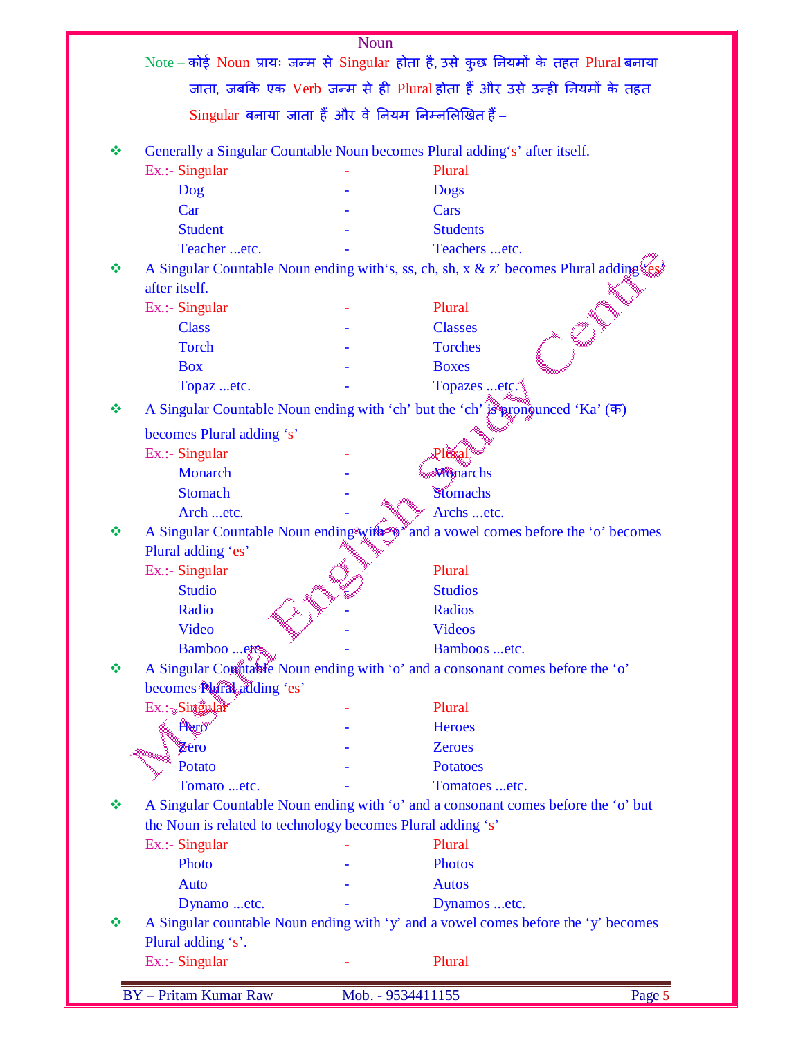# Noun

Note – कोई Noun प्रायः जन्म से Singular होता है, उसे कुछ नियमों के तहत Plural बनाया जाता, जबकि एक Verb जन्म से ही Plural होता हैं और उसे उन्ही नियमों के तहत Singular बनाया जाता हैं और वे नियम निम्नलिखित हैं –

- Generally a Singular Countable Noun becomes Plural adding‘s’ after itself.

| Ex.:- Singular | - | Plural |
|---|---|---|
| Dog | - | Dogs |
| Car | - | Cars |
| Student | - | Students |
| Teacher ...etc. | - | Teachers ...etc. |

- A Singular Countable Noun ending with‘s, ss, ch, sh, x & z’ becomes Plural adding ‘es’ after itself.

| Ex.:- Singular | - | Plural |
|---|---|---|
| Class | - | Classes |
| Torch | - | Torches |
| Box | - | Boxes |
| Topaz ...etc. | - | Topazes ...etc. |

- A Singular Countable Noun ending with ‘ch’ but the ‘ch’ is pronounced ‘Ka’ (क) becomes Plural adding ‘s’

| Ex.:- Singular | - | Plural |
|---|---|---|
| Monarch | - | Monarchs |
| Stomach | - | Stomachs |
| Arch ...etc. | - | Archs ...etc. |

- A Singular Countable Noun ending with ‘o’ and a vowel comes before the ‘o’ becomes Plural adding ‘es’

| Ex.:- Singular | | Plural |
|---|---|---|
| Studio | | Studios |
| Radio | - | Radios |
| Video | - | Videos |
| Bamboo ...etc. | - | Bamboos ...etc. |

- A Singular Countable Noun ending with ‘o’ and a consonant comes before the ‘o’ becomes Plural adding ‘es’

| Ex.:- Singular | - | Plural |
|---|---|---|
| Hero | - | Heroes |
| Zero | - | Zeroes |
| Potato | - | Potatoes |
| Tomato ...etc. | - | Tomatoes ...etc. |

- A Singular Countable Noun ending with ‘o’ and a consonant comes before the ‘o’ but the Noun is related to technology becomes Plural adding ‘s’

| Ex.:- Singular | - | Plural |
|---|---|---|
| Photo | - | Photos |
| Auto | - | Autos |
| Dynamo ...etc. | - | Dynamos ...etc. |

- A Singular countable Noun ending with ‘y’ and a vowel comes before the ‘y’ becomes Plural adding ‘s’.

| Ex.:- Singular | - | Plural |
|---|---|---|

BY – Pritam Kumar Raw Mob. - 9534411155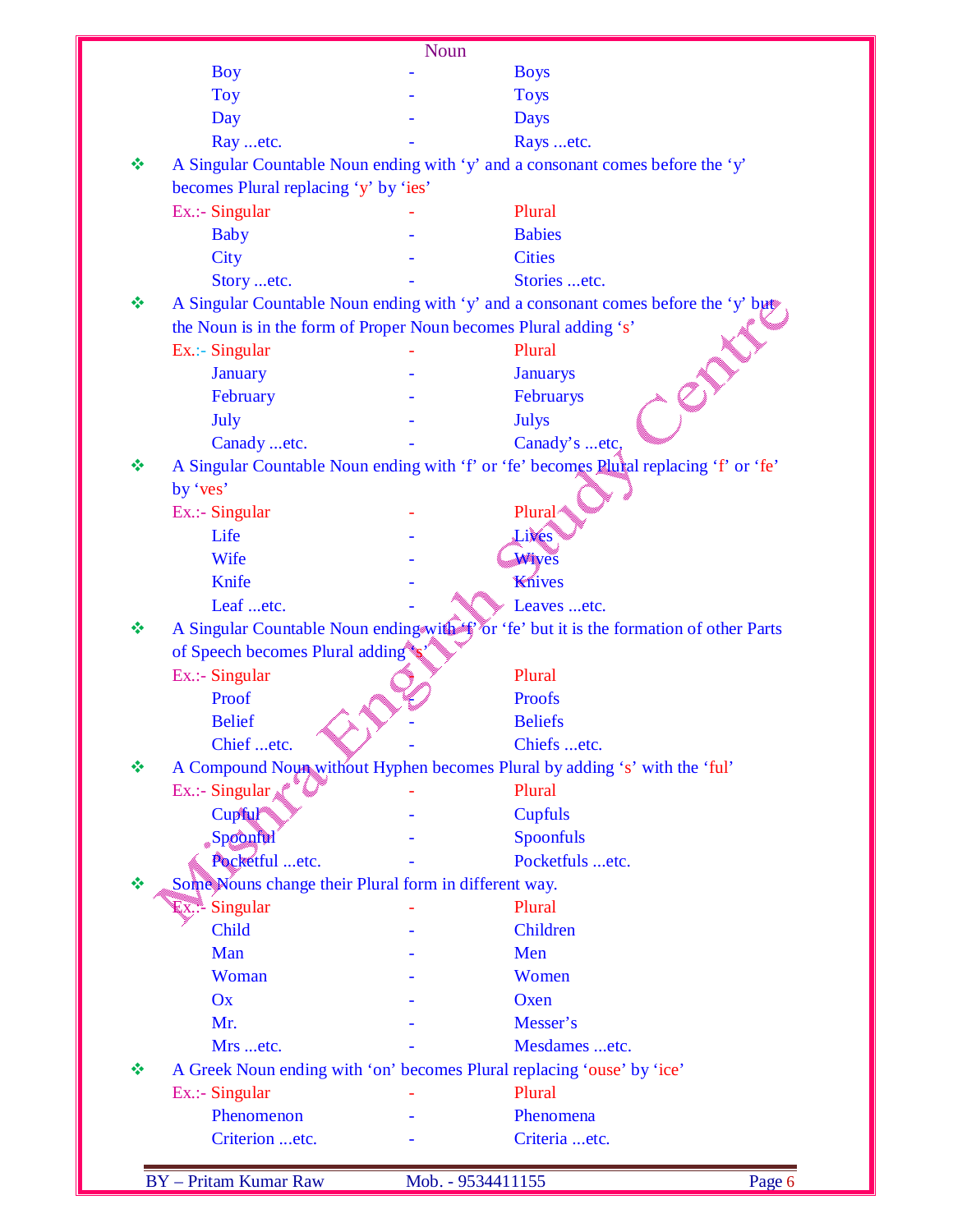Noun

| | | |
|---|---|---|
| Boy | - | Boys |
| Toy | - | Toys |
| Day | - | Days |
| Ray ...etc. | - | Rays ...etc. |

- A Singular Countable Noun ending with 'y' and a consonant comes before the 'y' becomes Plural replacing 'y' by 'ies'

| Ex.:- Singular | - | Plural |
|---|---|---|
| Baby | - | Babies |
| City | - | Cities |
| Story ...etc. | - | Stories ...etc. |

- A Singular Countable Noun ending with 'y' and a consonant comes before the 'y' but the Noun is in the form of Proper Noun becomes Plural adding 's'

| Ex.:- Singular | - | Plural |
|---|---|---|
| January | - | Januarys |
| February | - | Februarys |
| July | - | Julys |
| Canady ...etc. | - | Canady's ...etc. |

- A Singular Countable Noun ending with 'f' or 'fe' becomes Plural replacing 'f' or 'fe' by 'ves'

| Ex.:- Singular | - | Plural |
|---|---|---|
| Life | - | Lives |
| Wife | - | Wives |
| Knife | - | Knives |
| Leaf ...etc. | - | Leaves ...etc. |

- A Singular Countable Noun ending with 'f' or 'fe' but it is the formation of other Parts of Speech becomes Plural adding 's'

| Ex.:- Singular | | Plural |
|---|---|---|
| Proof | - | Proofs |
| Belief | - | Beliefs |
| Chief ...etc. | - | Chiefs ...etc. |

- A Compound Noun without Hyphen becomes Plural by adding 's' with the 'ful'

| Ex.:- Singular | - | Plural |
|---|---|---|
| Cupful | - | Cupfuls |
| Spoonful | - | Spoonfuls |
| Pocketful ...etc. | - | Pocketfuls ...etc. |

- Some Nouns change their Plural form in different way.

| Ex.:- Singular | - | Plural |
|---|---|---|
| Child | - | Children |
| Man | - | Men |
| Woman | - | Women |
| Ox | - | Oxen |
| Mr. | - | Messer's |
| Mrs ...etc. | - | Mesdames ...etc. |

- A Greek Noun ending with 'on' becomes Plural replacing 'ouse' by 'ice'

| Ex.:- Singular | - | Plural |
|---|---|---|
| Phenomenon | - | Phenomena |
| Criterion ...etc. | - | Criteria ...etc. |

BY – Pritam Kumar Raw Mob. - 9534411155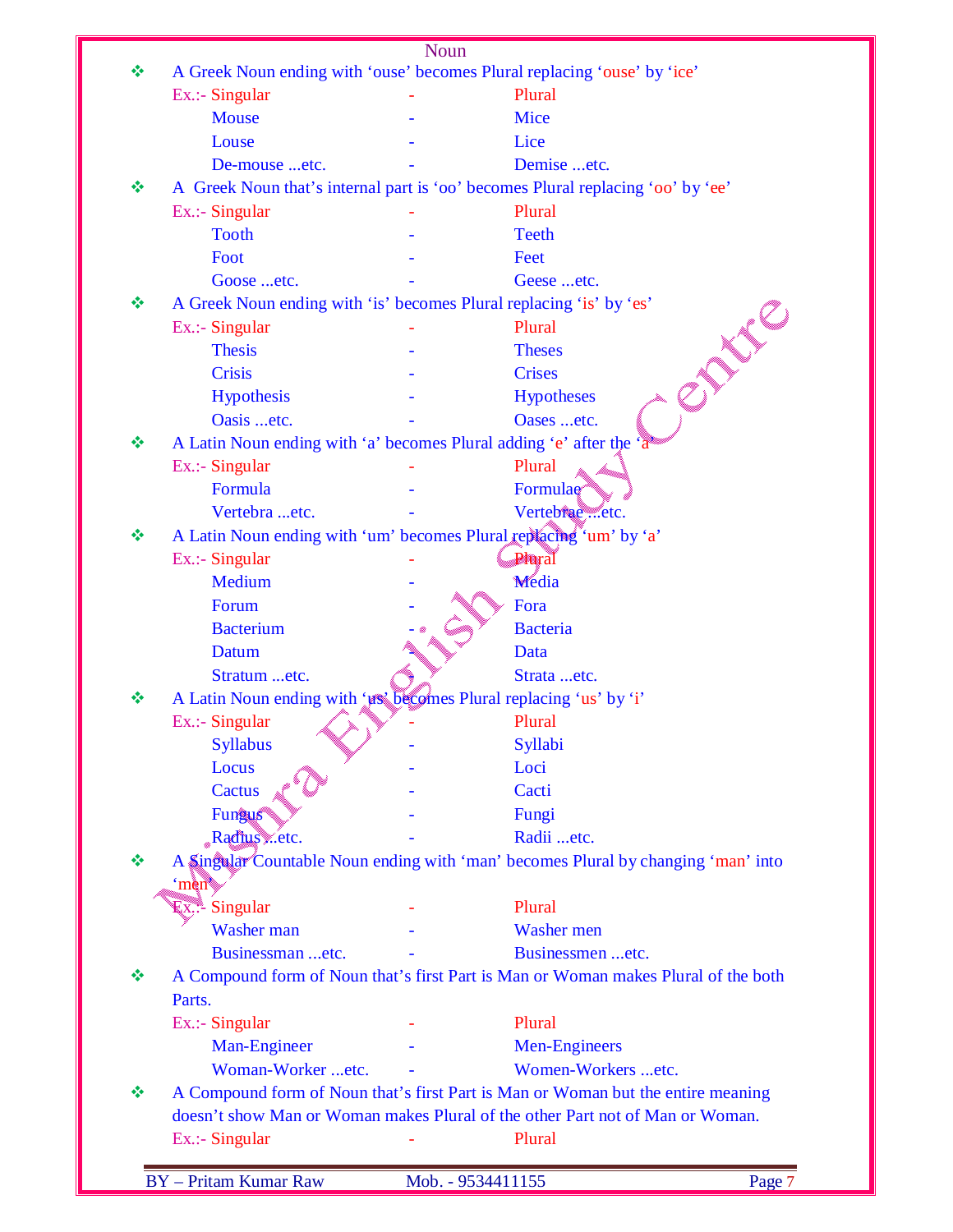## Noun

- A Greek Noun ending with 'ouse' becomes Plural replacing 'ouse' by 'ice'

| Ex.:- Singular | - | Plural |
|---|---|---|
| Mouse | - | Mice |
| Louse | - | Lice |
| De-mouse ...etc. | - | Demise ...etc. |

- A Greek Noun that's internal part is 'oo' becomes Plural replacing 'oo' by 'ee'

| Ex.:- Singular | - | Plural |
|---|---|---|
| Tooth | - | Teeth |
| Foot | - | Feet |
| Goose ...etc. | - | Geese ...etc. |

- A Greek Noun ending with 'is' becomes Plural replacing 'is' by 'es'

| Ex.:- Singular | - | Plural |
|---|---|---|
| Thesis | - | Theses |
| Crisis | - | Crises |
| Hypothesis | - | Hypotheses |
| Oasis ...etc. | - | Oases ...etc. |

- A Latin Noun ending with 'a' becomes Plural adding 'e' after the 'a'

| Ex.:- Singular | - | Plural |
|---|---|---|
| Formula | - | Formulae |
| Vertebra ...etc. | - | Vertebrae ...etc. |

- A Latin Noun ending with 'um' becomes Plural replacing 'um' by 'a'

| Ex.:- Singular | - | Plural |
|---|---|---|
| Medium | - | Media |
| Forum | - | Fora |
| Bacterium | - | Bacteria |
| Datum | - | Data |
| Stratum ...etc. | - | Strata ...etc. |

- A Latin Noun ending with 'us' becomes Plural replacing 'us' by 'i'

| Ex.:- Singular | - | Plural |
|---|---|---|
| Syllabus | - | Syllabi |
| Locus | - | Loci |
| Cactus | - | Cacti |
| Fungus | - | Fungi |
| Radius ...etc. | - | Radii ...etc. |

- A Singular Countable Noun ending with 'man' becomes Plural by changing 'man' into 'men'

| Ex.:- Singular | - | Plural |
|---|---|---|
| Washer man | - | Washer men |
| Businessman ...etc. | - | Businessmen ...etc. |

- A Compound form of Noun that's first Part is Man or Woman makes Plural of the both Parts.

| Ex.:- Singular | - | Plural |
|---|---|---|
| Man-Engineer | - | Men-Engineers |
| Woman-Worker ...etc. | - | Women-Workers ...etc. |

- A Compound form of Noun that's first Part is Man or Woman but the entire meaning doesn't show Man or Woman makes Plural of the other Part not of Man or Woman.

| Ex.:- Singular | - | Plural |
|---|---|---|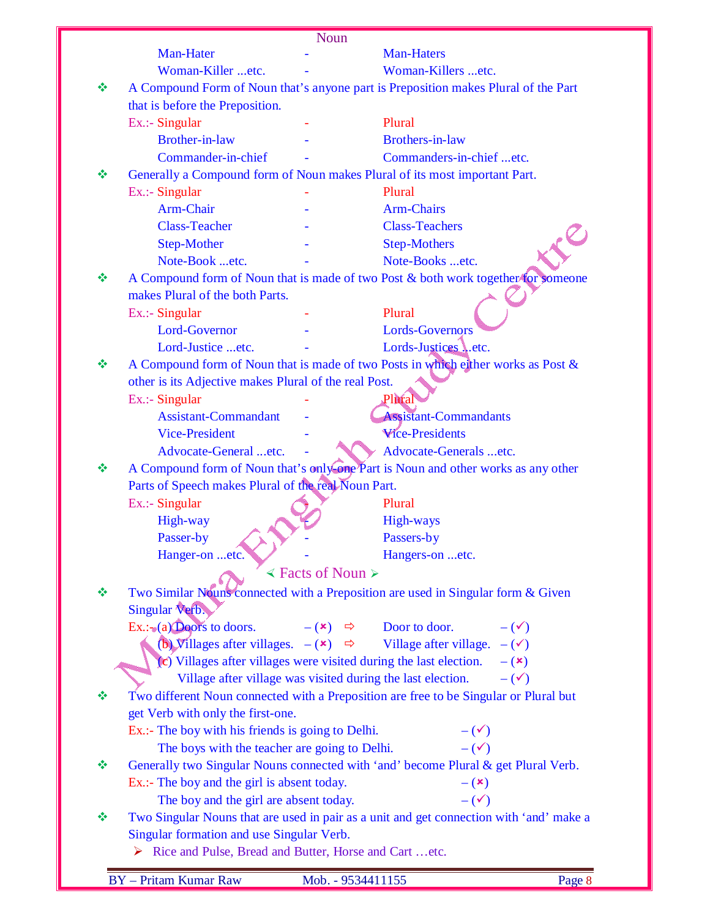Noun

| | | |
|---|---|---|
| Man-Hater | - | Man-Haters |
| Woman-Killer ...etc. | - | Woman-Killers ...etc. |

- A Compound Form of Noun that's anyone part is Preposition makes Plural of the Part that is before the Preposition.

| Ex.:- Singular | - | Plural |
|---|---|---|
| Brother-in-law | - | Brothers-in-law |
| Commander-in-chief | - | Commanders-in-chief ...etc. |

- Generally a Compound form of Noun makes Plural of its most important Part.

| Ex.:- Singular | - | Plural |
|---|---|---|
| Arm-Chair | - | Arm-Chairs |
| Class-Teacher | - | Class-Teachers |
| Step-Mother | - | Step-Mothers |
| Note-Book ...etc. | - | Note-Books ...etc. |

- A Compound form of Noun that is made of two Post & both work together for someone makes Plural of the both Parts.

| Ex.:- Singular | - | Plural |
|---|---|---|
| Lord-Governor | - | Lords-Governors |
| Lord-Justice ...etc. | - | Lords-Justices ...etc. |

- A Compound form of Noun that is made of two Posts in which either works as Post & other is its Adjective makes Plural of the real Post.

| Ex.:- Singular | - | Plural |
|---|---|---|
| Assistant-Commandant | - | Assistant-Commandants |
| Vice-President | - | Vice-Presidents |
| Advocate-General ...etc. | - | Advocate-Generals ...etc. |

- A Compound form of Noun that's only one Part is Noun and other works as any other Parts of Speech makes Plural of the real Noun Part.

| Ex.:- Singular | | Plural |
|---|---|---|
| High-way | - | High-ways |
| Passer-by | - | Passers-by |
| Hanger-on ...etc. | - | Hangers-on ...etc. |

## ⮜ Facts of Noun ⮞

- Two Similar Nouns connected with a Preposition are used in Singular form & Given Singular Verb.

  Ex.:- (a) Doors to doors. – (✗) ⇨ Door to door. – (✓)
  
  (b) Villages after villages. – (✗) ⇨ Village after village. – (✓)
  
  (c) Villages after villages were visited during the last election. – (✗)
  
  Village after village was visited during the last election. – (✓)

- Two different Noun connected with a Preposition are free to be Singular or Plural but get Verb with only the first-one.

  Ex.:- The boy with his friends is going to Delhi. – (✓)
  
  The boys with the teacher are going to Delhi. – (✓)

- Generally two Singular Nouns connected with 'and' become Plural & get Plural Verb.

  Ex.:- The boy and the girl is absent today. – (✗)
  
  The boy and the girl are absent today. – (✓)

- Two Singular Nouns that are used in pair as a unit and get connection with 'and' make a Singular formation and use Singular Verb.
  - Rice and Pulse, Bread and Butter, Horse and Cart …etc.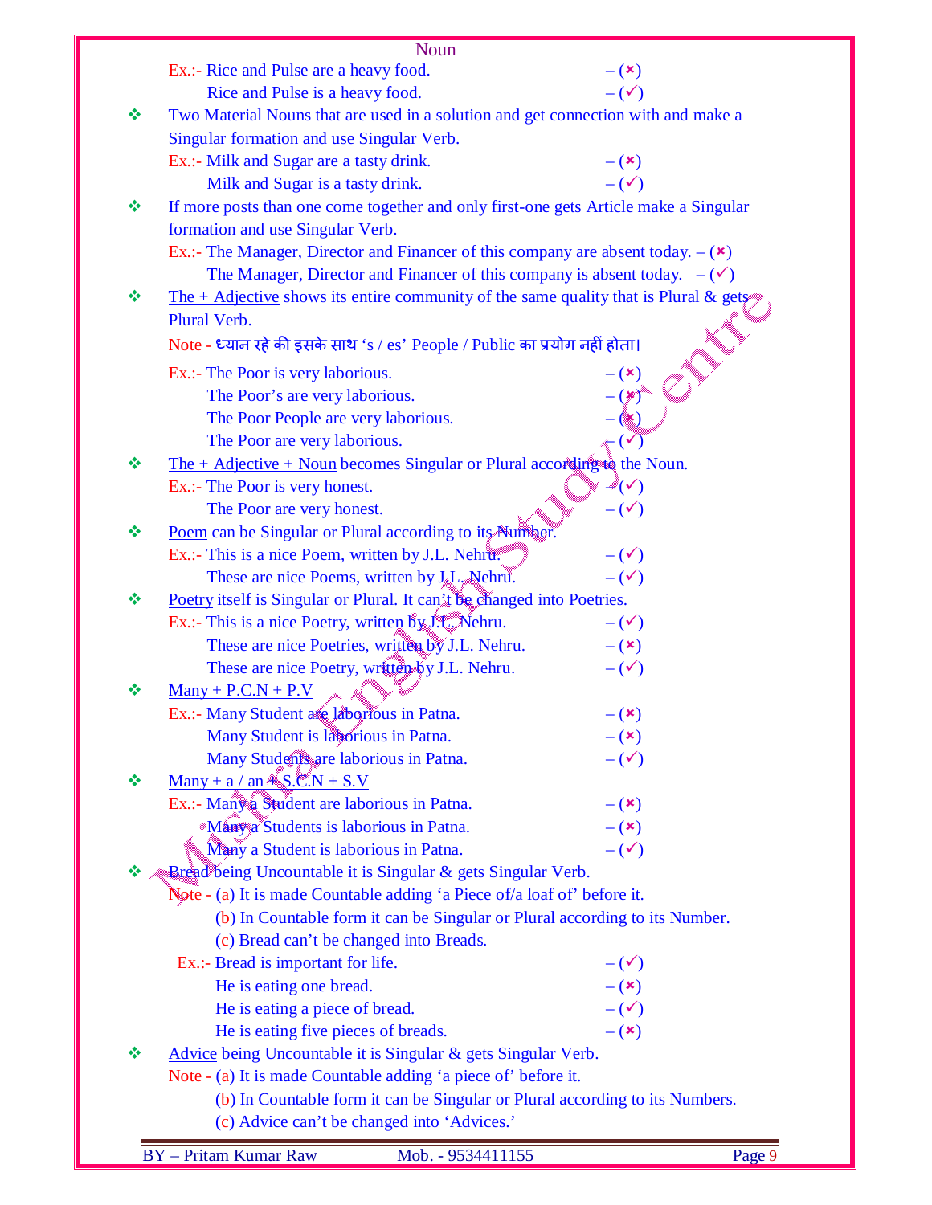## Noun

Ex.:- Rice and Pulse are a heavy food. – (✗)
Rice and Pulse is a heavy food. – (✓)

- Two Material Nouns that are used in a solution and get connection with and make a Singular formation and use Singular Verb.

  Ex.:- Milk and Sugar are a tasty drink. – (✗)
  Milk and Sugar is a tasty drink. – (✓)

- If more posts than one come together and only first-one gets Article make a Singular formation and use Singular Verb.

  Ex.:- The Manager, Director and Financer of this company are absent today. – (✗)
  The Manager, Director and Financer of this company is absent today. – (✓)

- The + Adjective shows its entire community of the same quality that is Plural & gets Plural Verb.

  Note - ध्यान रहे की इसके साथ 's / es' People / Public का प्रयोग नहीं होता।

  Ex.:- The Poor is very laborious. – (✗)
  The Poor's are very laborious. – (✗)
  The Poor People are very laborious. – (✗)
  The Poor are very laborious. – (✓)

- The + Adjective + Noun becomes Singular or Plural according to the Noun.

  Ex.:- The Poor is very honest. – (✓)
  The Poor are very honest. – (✓)

- Poem can be Singular or Plural according to its Number.

  Ex.:- This is a nice Poem, written by J.L. Nehru. – (✓)
  These are nice Poems, written by J.L. Nehru. – (✓)

- Poetry itself is Singular or Plural. It can't be changed into Poetries.

  Ex.:- This is a nice Poetry, written by J.L. Nehru. – (✓)
  These are nice Poetries, written by J.L. Nehru. – (✗)
  These are nice Poetry, written by J.L. Nehru. – (✓)

- Many + P.C.N + P.V

  Ex.:- Many Student are laborious in Patna. – (✗)
  Many Student is laborious in Patna. – (✗)
  Many Students are laborious in Patna. – (✓)

- Many + a / an + S.C.N + S.V

  Ex.:- Many a Student are laborious in Patna. – (✗)
  Many a Students is laborious in Patna. – (✗)
  Many a Student is laborious in Patna. – (✓)

- Bread being Uncountable it is Singular & gets Singular Verb.

  Note - (a) It is made Countable adding 'a Piece of/a loaf of' before it.
  (b) In Countable form it can be Singular or Plural according to its Number.
  (c) Bread can't be changed into Breads.

  Ex.:- Bread is important for life. – (✓)
  He is eating one bread. – (✗)
  He is eating a piece of bread. – (✓)
  He is eating five pieces of breads. – (✗)

- Advice being Uncountable it is Singular & gets Singular Verb.

  Note - (a) It is made Countable adding 'a piece of' before it.
  (b) In Countable form it can be Singular or Plural according to its Numbers.
  (c) Advice can't be changed into 'Advices.'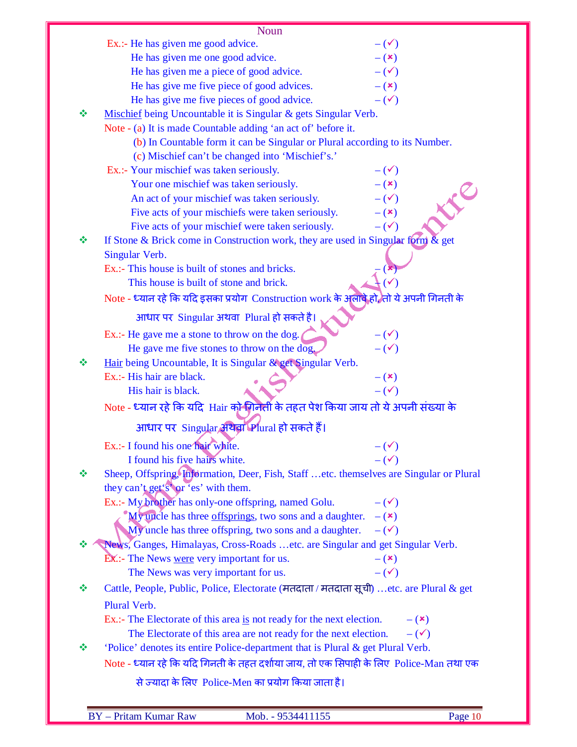Ex.:- He has given me good advice. – (✓)
He has given me one good advice. – (×)
He has given me a piece of good advice. – (✓)
He has give me five piece of good advices. – (×)
He has give me five pieces of good advice. – (✓)

❖ Mischief being Uncountable it is Singular & gets Singular Verb.

Note - (a) It is made Countable adding 'an act of' before it.
(b) In Countable form it can be Singular or Plural according to its Number.
(c) Mischief can't be changed into 'Mischief's.'

Ex.:- Your mischief was taken seriously. – (✓)
Your one mischief was taken seriously. – (×)
An act of your mischief was taken seriously. – (✓)
Five acts of your mischiefs were taken seriously. – (×)
Five acts of your mischief were taken seriously. – (✓)

❖ If Stone & Brick come in Construction work, they are used in Singular form & get Singular Verb.

Ex.:- This house is built of stones and bricks. – (×)
This house is built of stone and brick. – (✓)

Note - ध्यान रहे कि यदि इसका प्रयोग Construction work के अलावे हो, तो ये अपनी गिनती के आधार पर Singular अथवा Plural हो सकते है।

Ex.:- He gave me a stone to throw on the dog. – (✓)
He gave me five stones to throw on the dog. – (✓)

❖ Hair being Uncountable, It is Singular & get Singular Verb.

Ex.:- His hair are black. – (×)
His hair is black. – (✓)

Note - ध्यान रहे कि यदि Hair को गिनती के तहत पेश किया जाय तो ये अपनी संख्या के आधार पर Singular अथवा Plural हो सकते हैं।

Ex.:- I found his one hair white. – (✓)
I found his five hairs white. – (✓)

❖ Sheep, Offspring, Information, Deer, Fish, Staff …etc. themselves are Singular or Plural they can't get 's' or 'es' with them.

Ex.:- My brother has only-one offspring, named Golu. – (✓)
My uncle has three offsprings, two sons and a daughter. – (×)
My uncle has three offspring, two sons and a daughter. – (✓)

❖ News, Ganges, Himalayas, Cross-Roads …etc. are Singular and get Singular Verb.

Ex.:- The News were very important for us. – (×)
The News was very important for us. – (✓)

❖ Cattle, People, Public, Police, Electorate (मतदाता / मतदाता सूची) …etc. are Plural & get Plural Verb.

Ex.:- The Electorate of this area is not ready for the next election. – (×)
The Electorate of this area are not ready for the next election. – (✓)

❖ 'Police' denotes its entire Police-department that is Plural & get Plural Verb.

Note - ध्यान रहे कि यदि गिनती के तहत दर्शाया जाय, तो एक सिपाही के लिए Police-Man तथा एक से ज्यादा के लिए Police-Men का प्रयोग किया जाता है।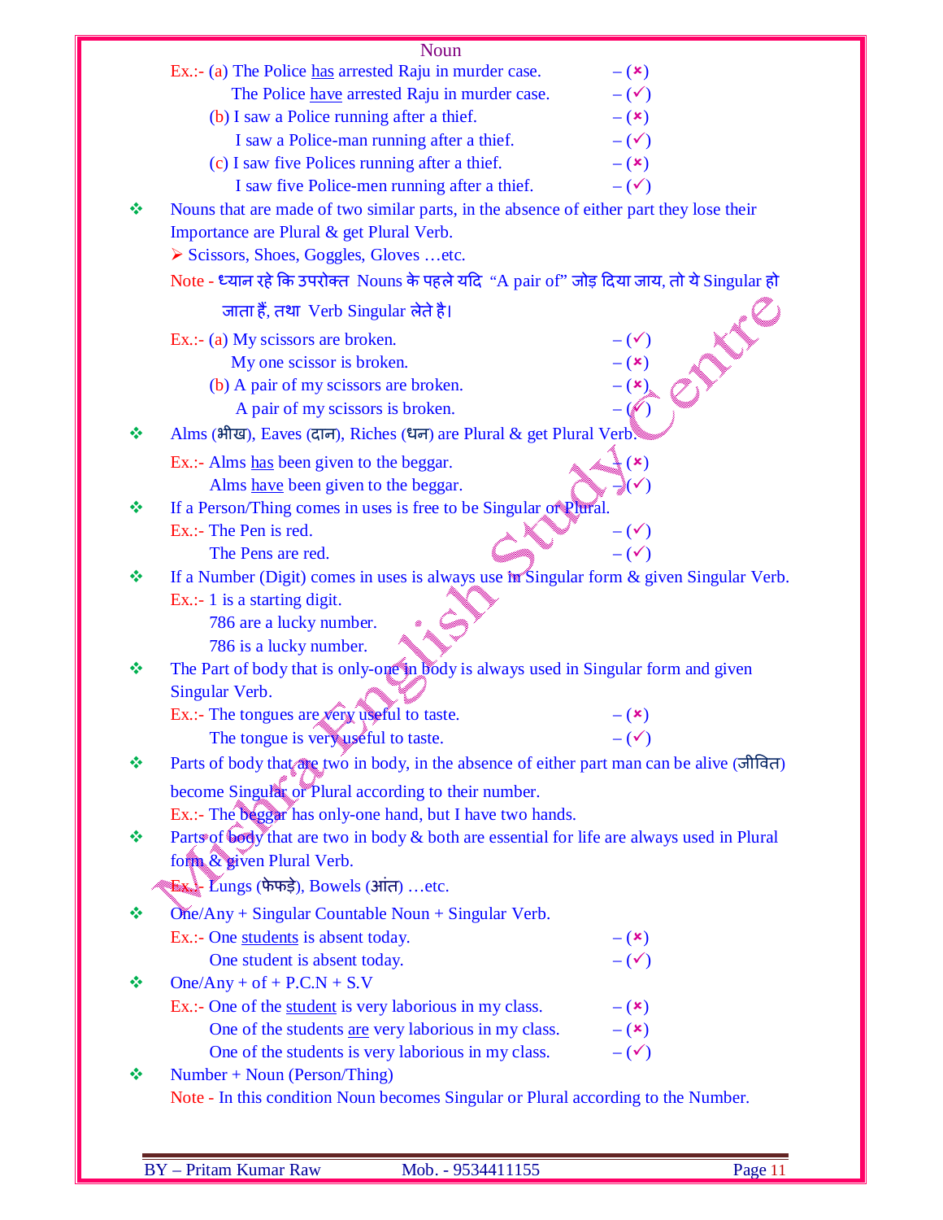## Noun

Ex.:- (a) The Police <u>has</u> arrested Raju in murder case. – (✗)
The Police <u>have</u> arrested Raju in murder case. – (✓)
(b) I saw a Police running after a thief. – (✗)
I saw a Police-man running after a thief. – (✓)
(c) I saw five Polices running after a thief. – (✗)
I saw five Police-men running after a thief. – (✓)

❖ Nouns that are made of two similar parts, in the absence of either part they lose their Importance are Plural & get Plural Verb.

➢ Scissors, Shoes, Goggles, Gloves …etc.

Note - ध्यान रहे कि उपरोक्त Nouns के पहले यदि "A pair of" जोड़ दिया जाय, तो ये Singular हो जाता हैं, तथा Verb Singular लेते है।

Ex.:- (a) My scissors are broken. – (✓)
My one scissor is broken. – (✗)
(b) A pair of my scissors are broken. – (✗)
A pair of my scissors is broken. – (✓)

❖ Alms (भीख), Eaves (दान), Riches (धन) are Plural & get Plural Verb.

Ex.:- Alms <u>has</u> been given to the beggar. – (✗)
Alms <u>have</u> been given to the beggar. – (✓)

❖ If a Person/Thing comes in uses is free to be Singular or Plural.

Ex.:- The Pen is red. – (✓)
The Pens are red. – (✓)

❖ If a Number (Digit) comes in uses is always use in Singular form & given Singular Verb.

Ex.:- 1 is a starting digit.
786 are a lucky number.
786 is a lucky number.

❖ The Part of body that is only-one in body is always used in Singular form and given Singular Verb.

Ex.:- The tongues are very useful to taste. – (✗)
The tongue is very useful to taste. – (✓)

❖ Parts of body that are two in body, in the absence of either part man can be alive (जीवित) become Singular or Plural according to their number.

Ex.:- The beggar has only-one hand, but I have two hands.

❖ Parts of body that are two in body & both are essential for life are always used in Plural form & given Plural Verb.

Ex.:- Lungs (फेफड़े), Bowels (आंत) …etc.

❖ One/Any + Singular Countable Noun + Singular Verb.

Ex.:- One <u>students</u> is absent today. – (✗)
One student is absent today. – (✓)

❖ One/Any + of + P.C.N + S.V

Ex.:- One of the <u>student</u> is very laborious in my class. – (✗)
One of the students <u>are</u> very laborious in my class. – (✗)
One of the students is very laborious in my class. – (✓)

❖ Number + Noun (Person/Thing)

Note - In this condition Noun becomes Singular or Plural according to the Number.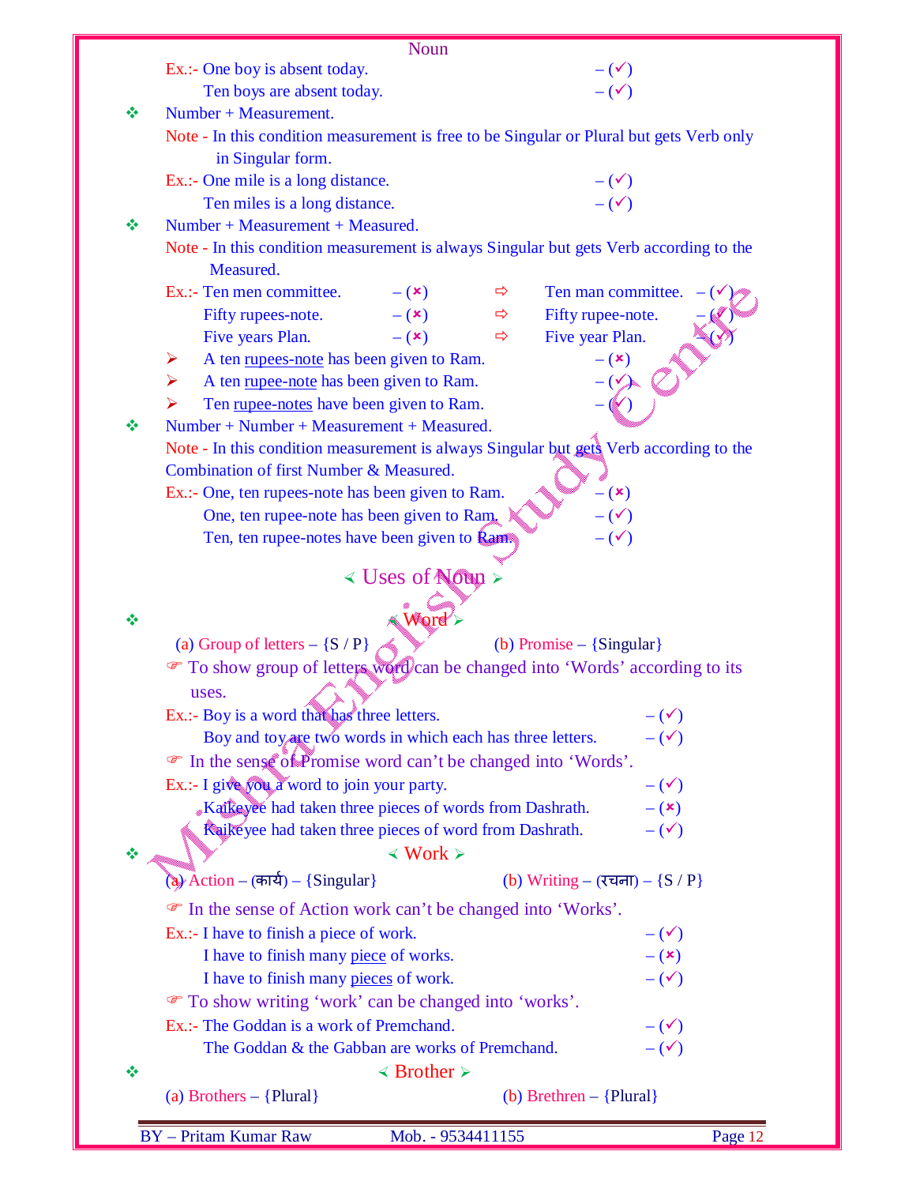Ex.:- One boy is absent today. – (✓)
Ten boys are absent today. – (✓)

❖ Number + Measurement.

Note - In this condition measurement is free to be Singular or Plural but gets Verb only in Singular form.

Ex.:- One mile is a long distance. – (✓)
Ten miles is a long distance. – (✓)

❖ Number + Measurement + Measured.

Note - In this condition measurement is always Singular but gets Verb according to the Measured.

| Ex.:- | | ⇨ | |
|---|---|---|---|
| Ten men committee. – (×) | | ⇨ | Ten man committee. – (✓) |
| Fifty rupees-note. – (×) | | ⇨ | Fifty rupee-note. – (✓) |
| Five years Plan. – (×) | | ⇨ | Five year Plan. – (✓) |

- ➢ A ten rupees-note has been given to Ram. – (×)
- ➢ A ten rupee-note has been given to Ram. – (✓)
- ➢ Ten rupee-notes have been given to Ram. – (✓)

❖ Number + Number + Measurement + Measured.

Note - In this condition measurement is always Singular but gets Verb according to the Combination of first Number & Measured.

Ex.:- One, ten rupees-note has been given to Ram. – (×)
One, ten rupee-note has been given to Ram. – (✓)
Ten, ten rupee-notes have been given to Ram. – (✓)

## ≺ Uses of Noun ≻

### ❖ ≺ Word ≻

(a) Group of letters – {S / P} (b) Promise – {Singular}

☞ To show group of letters word can be changed into 'Words' according to its uses.

Ex.:- Boy is a word that has three letters. – (✓)
Boy and toy are two words in which each has three letters. – (✓)

☞ In the sense of Promise word can't be changed into 'Words'.

Ex.:- I give you a word to join your party. – (✓)
Kaikeyee had taken three pieces of words from Dashrath. – (×)
Kaikeyee had taken three pieces of word from Dashrath. – (✓)

### ❖ ≺ Work ≻

(a) Action – (कार्य) – {Singular} (b) Writing – (रचना) – {S / P}

☞ In the sense of Action work can't be changed into 'Works'.

Ex.:- I have to finish a piece of work. – (✓)
I have to finish many piece of works. – (×)
I have to finish many pieces of work. – (✓)

☞ To show writing 'work' can be changed into 'works'.

Ex.:- The Goddan is a work of Premchand. – (✓)
The Goddan & the Gabban are works of Premchand. – (✓)

### ❖ ≺ Brother ≻

(a) Brothers – {Plural} (b) Brethren – {Plural}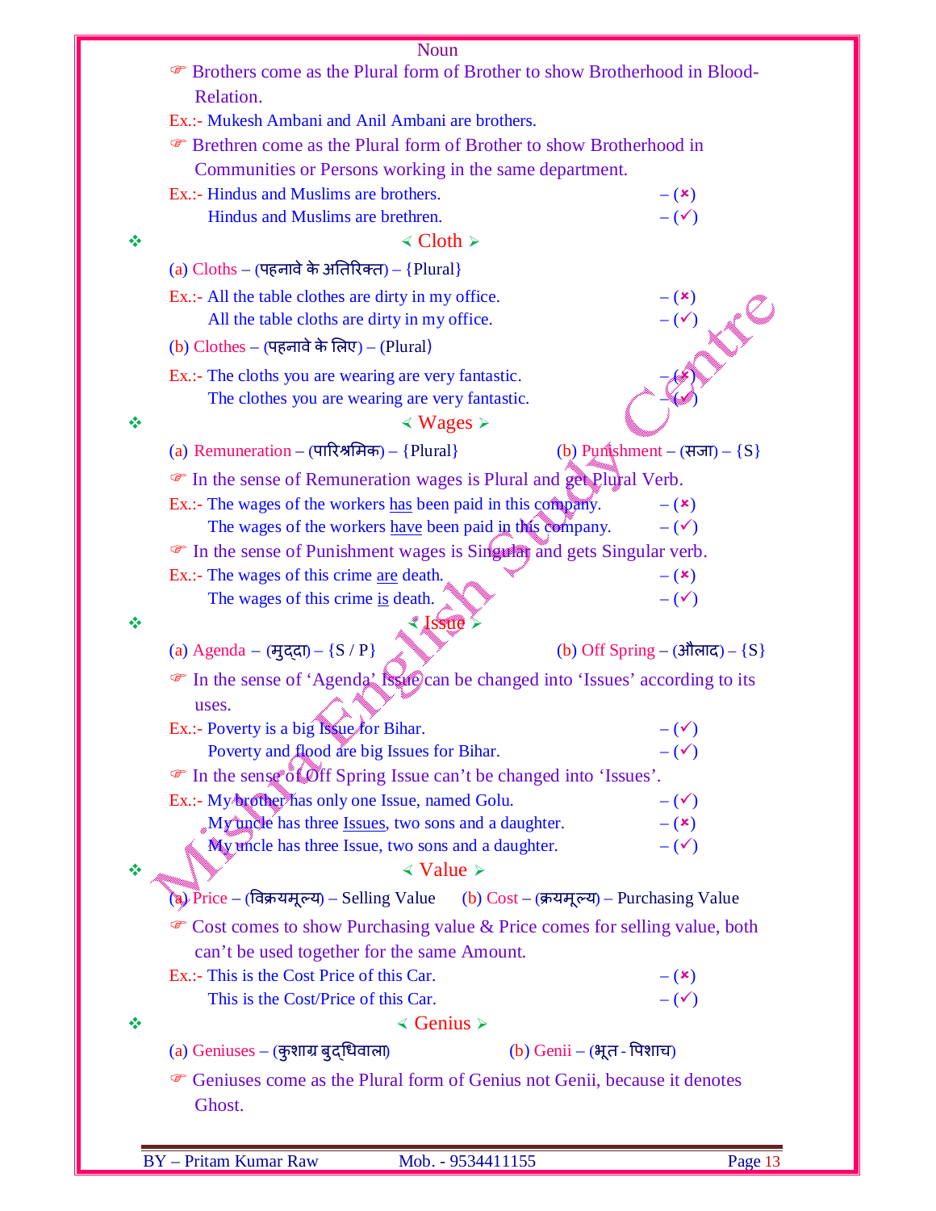☞ Brothers come as the Plural form of Brother to show Brotherhood in Blood-Relation.

Ex.:- Mukesh Ambani and Anil Ambani are brothers.

☞ Brethren come as the Plural form of Brother to show Brotherhood in Communities or Persons working in the same department.

Ex.:- Hindus and Muslims are brothers. – (×)
Hindus and Muslims are brethren. – (✓)

## ❖ ⋞ Cloth ⋟

(a) Cloths – (पहनावे के अतिरिक्त) – {Plural}

Ex.:- All the table clothes are dirty in my office. – (×)
All the table cloths are dirty in my office. – (✓)

(b) Clothes – (पहनावे के लिए) – (Plural)

Ex.:- The cloths you are wearing are very fantastic. – (×)
The clothes you are wearing are very fantastic. – (✓)

## ❖ ⋞ Wages ⋟

(a) Remuneration – (पारिश्रमिक) – {Plural}    (b) Punishment – (सजा) – {S}

☞ In the sense of Remuneration wages is Plural and get Plural Verb.

Ex.:- The wages of the workers has been paid in this company. – (×)
The wages of the workers have been paid in this company. – (✓)

☞ In the sense of Punishment wages is Singular and gets Singular verb.

Ex.:- The wages of this crime are death. – (×)
The wages of this crime is death. – (✓)

## ❖ ⋞ Issue ⋟

(a) Agenda – (मुद्दा) – {S / P}    (b) Off Spring – (औलाद) – {S}

☞ In the sense of 'Agenda' Issue can be changed into 'Issues' according to its uses.

Ex.:- Poverty is a big Issue for Bihar. – (✓)
Poverty and flood are big Issues for Bihar. – (✓)

☞ In the sense of Off Spring Issue can't be changed into 'Issues'.

Ex.:- My brother has only one Issue, named Golu. – (✓)
My uncle has three Issues, two sons and a daughter. – (×)
My uncle has three Issue, two sons and a daughter. – (✓)

## ❖ ⋞ Value ⋟

(a) Price – (विक्रयमूल्य) – Selling Value    (b) Cost – (क्रयमूल्य) – Purchasing Value

☞ Cost comes to show Purchasing value & Price comes for selling value, both can't be used together for the same Amount.

Ex.:- This is the Cost Price of this Car. – (×)
This is the Cost/Price of this Car. – (✓)

## ❖ ⋞ Genius ⋟

(a) Geniuses – (कुशाग्र बुद्धिवाला)    (b) Genii – (भूत - पिशाच)

☞ Geniuses come as the Plural form of Genius not Genii, because it denotes Ghost.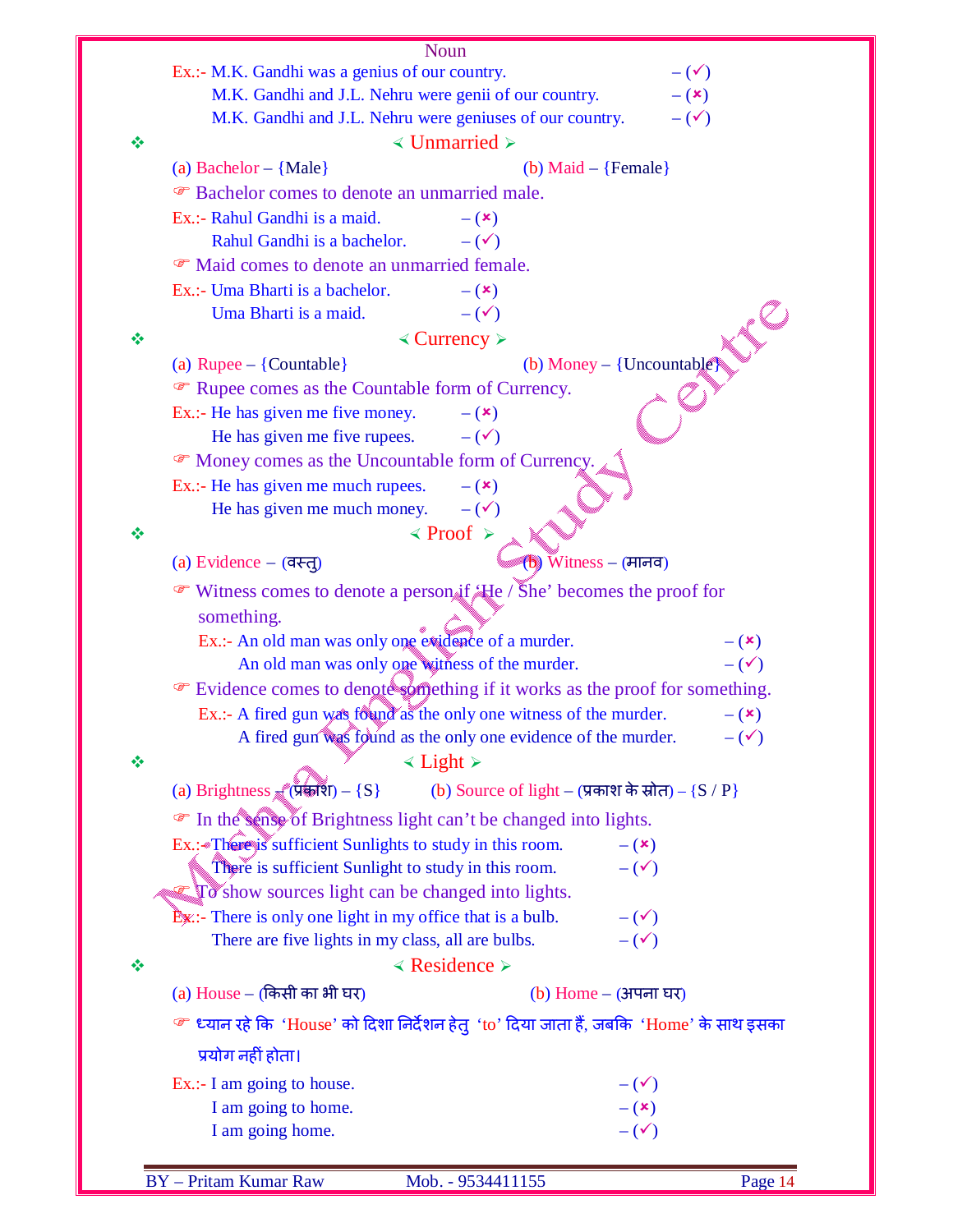Noun

Ex.:- M.K. Gandhi was a genius of our country. – (✓)
M.K. Gandhi and J.L. Nehru were genii of our country. – (✗)
M.K. Gandhi and J.L. Nehru were geniuses of our country. – (✓)

## ❖ ⮜ Unmarried ⮞

(a) Bachelor – {Male} (b) Maid – {Female}

☞ Bachelor comes to denote an unmarried male.

Ex.:- Rahul Gandhi is a maid. – (✗)
Rahul Gandhi is a bachelor. – (✓)

☞ Maid comes to denote an unmarried female.

Ex.:- Uma Bharti is a bachelor. – (✗)
Uma Bharti is a maid. – (✓)

## ❖ ⮜ Currency ⮞

(a) Rupee – {Countable} (b) Money – {Uncountable}

☞ Rupee comes as the Countable form of Currency.

Ex.:- He has given me five money. – (✗)
He has given me five rupees. – (✓)

☞ Money comes as the Uncountable form of Currency.

Ex.:- He has given me much rupees. – (✗)
He has given me much money. – (✓)

## ❖ ⮜ Proof ⮞

(a) Evidence – (वस्तु) (b) Witness – (मानव)

☞ Witness comes to denote a person if 'He / She' becomes the proof for something.

Ex.:- An old man was only one evidence of a murder. – (✗)
An old man was only one witness of the murder. – (✓)

☞ Evidence comes to denote something if it works as the proof for something.

Ex.:- A fired gun was found as the only one witness of the murder. – (✗)
A fired gun was found as the only one evidence of the murder. – (✓)

## ❖ ⮜ Light ⮞

(a) Brightness – (प्रकाश) – {S} (b) Source of light – (प्रकाश के स्रोत) – {S / P}

☞ In the sense of Brightness light can't be changed into lights.

Ex.:- There is sufficient Sunlights to study in this room. – (✗)
There is sufficient Sunlight to study in this room. – (✓)

☞ To show sources light can be changed into lights.

Ex.:- There is only one light in my office that is a bulb. – (✓)
There are five lights in my class, all are bulbs. – (✓)

## ❖ ⮜ Residence ⮞

(a) House – (किसी का भी घर) (b) Home – (अपना घर)

☞ ध्यान रहे कि 'House' को दिशा निर्देशन हेतु 'to' दिया जाता हैं, जबकि 'Home' के साथ इसका प्रयोग नहीं होता।

Ex.:- I am going to house. – (✓)
I am going to home. – (✗)
I am going home. – (✓)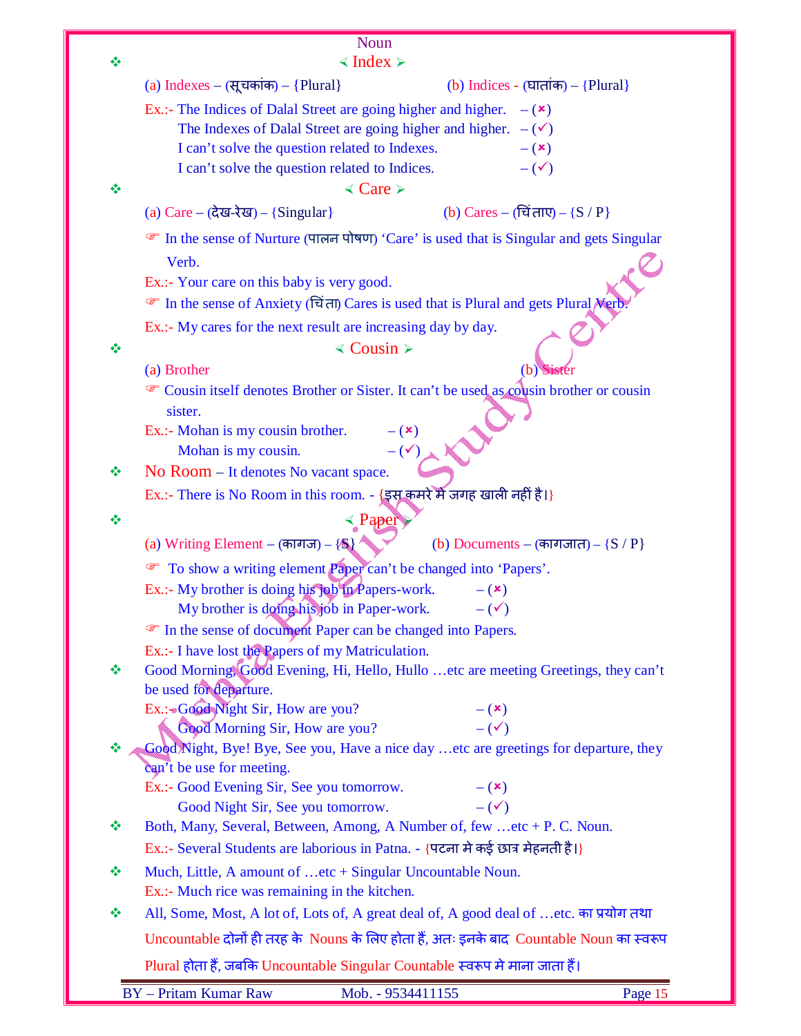Noun

❖ **≺ Index ≻**

(a) Indexes – (सूचकांक) – {Plural} (b) Indices - (घातांक) – {Plural}

Ex.:- The Indices of Dalal Street are going higher and higher. – (✗)
The Indexes of Dalal Street are going higher and higher. – (✓)
I can't solve the question related to Indexes. – (✗)
I can't solve the question related to Indices. – (✓)

❖ **≺ Care ≻**

(a) Care – (देख-रेख) – {Singular} (b) Cares – (चिंताए) – {S / P}

☞ In the sense of Nurture (पालन पोषण) 'Care' is used that is Singular and gets Singular Verb.

Ex.:- Your care on this baby is very good.

☞ In the sense of Anxiety (चिंता) Cares is used that is Plural and gets Plural Verb.

Ex.:- My cares for the next result are increasing day by day.

❖ **≺ Cousin ≻**

(a) Brother (b) Sister

☞ Cousin itself denotes Brother or Sister. It can't be used as cousin brother or cousin sister.

Ex.:- Mohan is my cousin brother. – (✗)
Mohan is my cousin. – (✓)

❖ No Room – It denotes No vacant space.

Ex.:- There is No Room in this room. - {इस कमरे मे जगह खाली नहीं है।}

❖ **≺ Paper ≻**

(a) Writing Element – (कागज) – {S} (b) Documents – (कागजात) – {S / P}

☞ To show a writing element Paper can't be changed into 'Papers'.

Ex.:- My brother is doing his job in Papers-work. – (✗)
My brother is doing his job in Paper-work. – (✓)

☞ In the sense of document Paper can be changed into Papers.

Ex.:- I have lost the Papers of my Matriculation.

❖ Good Morning, Good Evening, Hi, Hello, Hullo …etc are meeting Greetings, they can't be used for departure.

Ex.:- Good Night Sir, How are you? – (✗)
Good Morning Sir, How are you? – (✓)

❖ Good Night, Bye! Bye, See you, Have a nice day …etc are greetings for departure, they can't be use for meeting.

Ex.:- Good Evening Sir, See you tomorrow. – (✗)
Good Night Sir, See you tomorrow. – (✓)

❖ Both, Many, Several, Between, Among, A Number of, few …etc + P. C. Noun.

Ex.:- Several Students are laborious in Patna. - {पटना मे कई छात्र मेहनती है।}

❖ Much, Little, A amount of …etc + Singular Uncountable Noun.

Ex.:- Much rice was remaining in the kitchen.

❖ All, Some, Most, A lot of, Lots of, A great deal of, A good deal of …etc. का प्रयोग तथा Uncountable दोनों ही तरह के Nouns के लिए होता हैं, अतः इनके बाद Countable Noun का स्वरूप Plural होता हैं, जबकि Uncountable Singular Countable स्वरूप मे माना जाता हैं।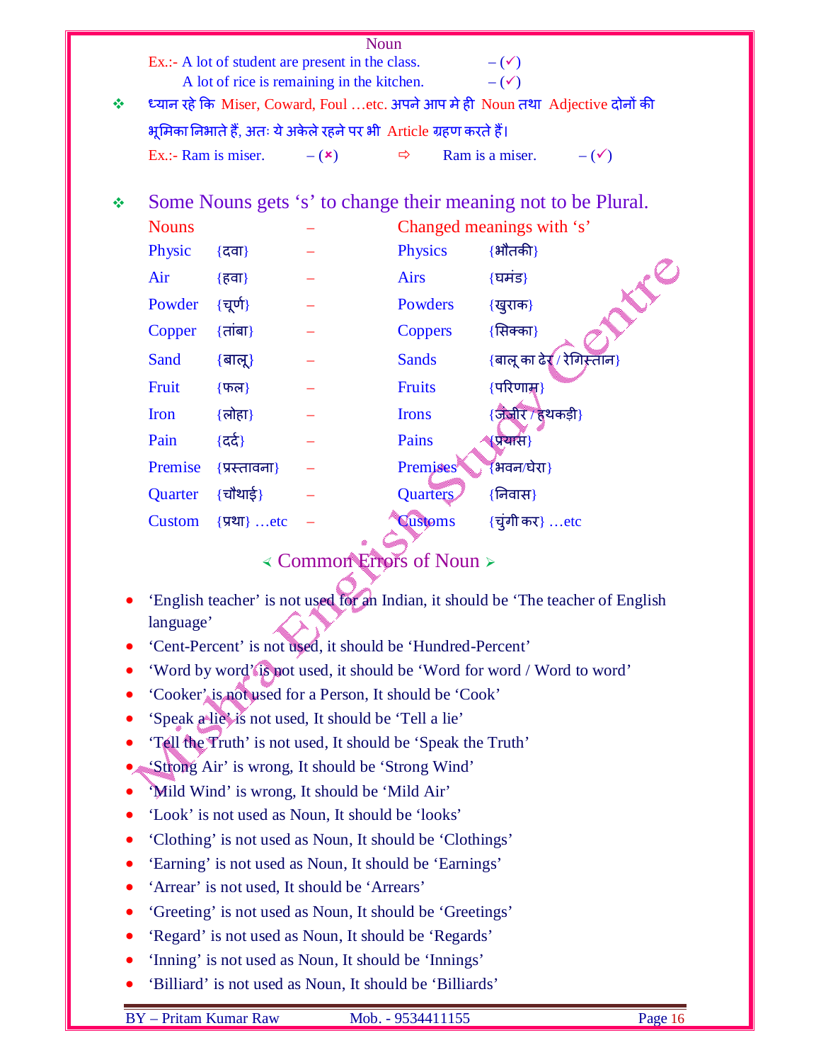Noun

Ex.:- A lot of student are present in the class. – (✓)
A lot of rice is remaining in the kitchen. – (✓)

❖ ध्यान रहे कि Miser, Coward, Foul …etc. अपने आप मे ही Noun तथा Adjective दोनों की भूमिका निभाते हैं, अतः ये अकेले रहने पर भी Article ग्रहण करते हैं।

Ex.:- Ram is miser. – (×) ⇨ Ram is a miser. – (✓)

## ❖ Some Nouns gets 's' to change their meaning not to be Plural.

| Nouns | | – | Changed meanings with 's' | |
|---|---|---|---|---|
| Physic | {दवा} | – | Physics | {भौतकी} |
| Air | {हवा} | – | Airs | {घमंड} |
| Powder | {चूर्ण} | – | Powders | {खुराक} |
| Copper | {तांबा} | – | Coppers | {सिक्का} |
| Sand | {बालू} | – | Sands | {बालू का ढेर / रेगिस्तान} |
| Fruit | {फल} | – | Fruits | {परिणाम} |
| Iron | {लोहा} | – | Irons | {जंजीर / हथकड़ी} |
| Pain | {दर्द} | – | Pains | {प्रयास} |
| Premise | {प्रस्तावना} | – | Premises | {भवन/घेरा} |
| Quarter | {चौथाई} | – | Quarters | {निवास} |
| Custom | {प्रथा} …etc | – | Customs | {चुंगी कर} …etc |

## ⮜ Common Errors of Noun ⮞

- 'English teacher' is not used for an Indian, it should be 'The teacher of English language'
- 'Cent-Percent' is not used, it should be 'Hundred-Percent'
- 'Word by word' is not used, it should be 'Word for word / Word to word'
- 'Cooker' is not used for a Person, It should be 'Cook'
- 'Speak a lie' is not used, It should be 'Tell a lie'
- 'Tell the Truth' is not used, It should be 'Speak the Truth'
- 'Strong Air' is wrong, It should be 'Strong Wind'
- 'Mild Wind' is wrong, It should be 'Mild Air'
- 'Look' is not used as Noun, It should be 'looks'
- 'Clothing' is not used as Noun, It should be 'Clothings'
- 'Earning' is not used as Noun, It should be 'Earnings'
- 'Arrear' is not used, It should be 'Arrears'
- 'Greeting' is not used as Noun, It should be 'Greetings'
- 'Regard' is not used as Noun, It should be 'Regards'
- 'Inning' is not used as Noun, It should be 'Innings'
- 'Billiard' is not used as Noun, It should be 'Billiards'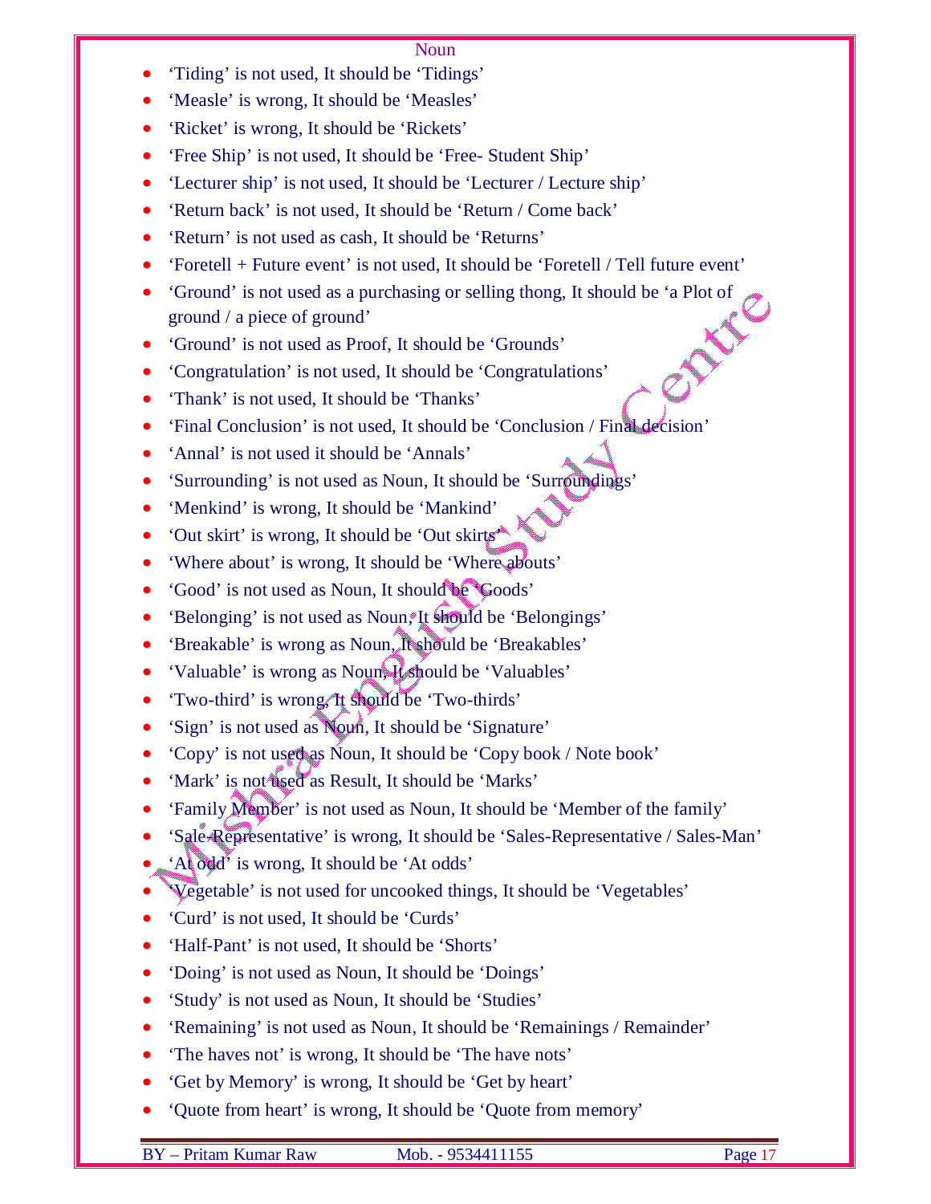Noun

- 'Tiding' is not used, It should be 'Tidings'
- 'Measle' is wrong, It should be 'Measles'
- 'Ricket' is wrong, It should be 'Rickets'
- 'Free Ship' is not used, It should be 'Free- Student Ship'
- 'Lecturer ship' is not used, It should be 'Lecturer / Lecture ship'
- 'Return back' is not used, It should be 'Return / Come back'
- 'Return' is not used as cash, It should be 'Returns'
- 'Foretell + Future event' is not used, It should be 'Foretell / Tell future event'
- 'Ground' is not used as a purchasing or selling thong, It should be 'a Plot of ground / a piece of ground'
- 'Ground' is not used as Proof, It should be 'Grounds'
- 'Congratulation' is not used, It should be 'Congratulations'
- 'Thank' is not used, It should be 'Thanks'
- 'Final Conclusion' is not used, It should be 'Conclusion / Final decision'
- 'Annal' is not used it should be 'Annals'
- 'Surrounding' is not used as Noun, It should be 'Surroundings'
- 'Menkind' is wrong, It should be 'Mankind'
- 'Out skirt' is wrong, It should be 'Out skirts'
- 'Where about' is wrong, It should be 'Where abouts'
- 'Good' is not used as Noun, It should be 'Goods'
- 'Belonging' is not used as Noun, It should be 'Belongings'
- 'Breakable' is wrong as Noun, It should be 'Breakables'
- 'Valuable' is wrong as Noun, It should be 'Valuables'
- 'Two-third' is wrong, It should be 'Two-thirds'
- 'Sign' is not used as Noun, It should be 'Signature'
- 'Copy' is not used as Noun, It should be 'Copy book / Note book'
- 'Mark' is not used as Result, It should be 'Marks'
- 'Family Member' is not used as Noun, It should be 'Member of the family'
- 'Sale-Representative' is wrong, It should be 'Sales-Representative / Sales-Man'
- 'At odd' is wrong, It should be 'At odds'
- 'Vegetable' is not used for uncooked things, It should be 'Vegetables'
- 'Curd' is not used, It should be 'Curds'
- 'Half-Pant' is not used, It should be 'Shorts'
- 'Doing' is not used as Noun, It should be 'Doings'
- 'Study' is not used as Noun, It should be 'Studies'
- 'Remaining' is not used as Noun, It should be 'Remainings / Remainder'
- 'The haves not' is wrong, It should be 'The have nots'
- 'Get by Memory' is wrong, It should be 'Get by heart'
- 'Quote from heart' is wrong, It should be 'Quote from memory'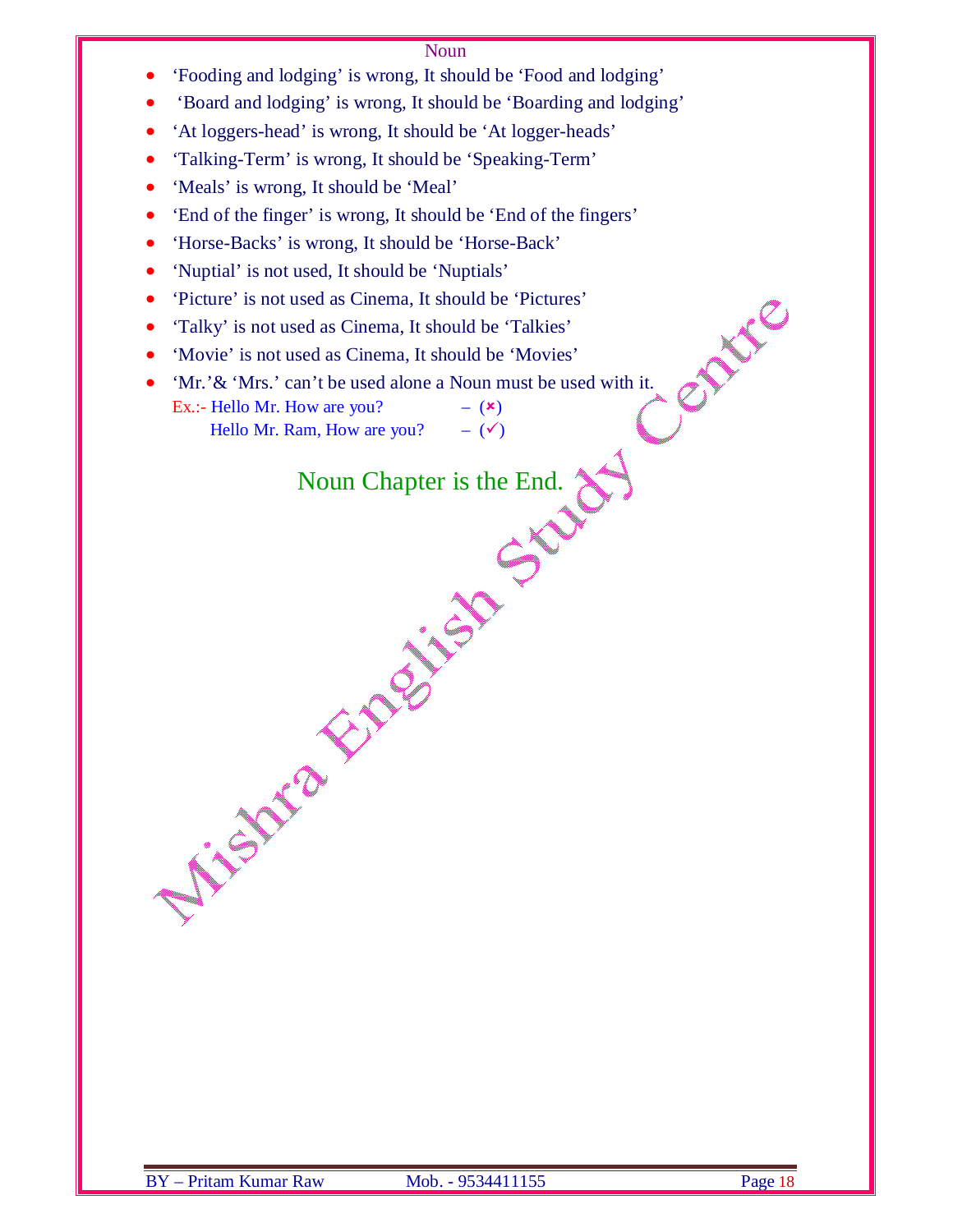- 'Fooding and lodging' is wrong, It should be 'Food and lodging'
- 'Board and lodging' is wrong, It should be 'Boarding and lodging'
- 'At loggers-head' is wrong, It should be 'At logger-heads'
- 'Talking-Term' is wrong, It should be 'Speaking-Term'
- 'Meals' is wrong, It should be 'Meal'
- 'End of the finger' is wrong, It should be 'End of the fingers'
- 'Horse-Backs' is wrong, It should be 'Horse-Back'
- 'Nuptial' is not used, It should be 'Nuptials'
- 'Picture' is not used as Cinema, It should be 'Pictures'
- 'Talky' is not used as Cinema, It should be 'Talkies'
- 'Movie' is not used as Cinema, It should be 'Movies'
- 'Mr.'& 'Mrs.' can't be used alone a Noun must be used with it.

  Ex.:- Hello Mr. How are you? – (×)

  Hello Mr. Ram, How are you? – (✓)

Noun Chapter is the End.